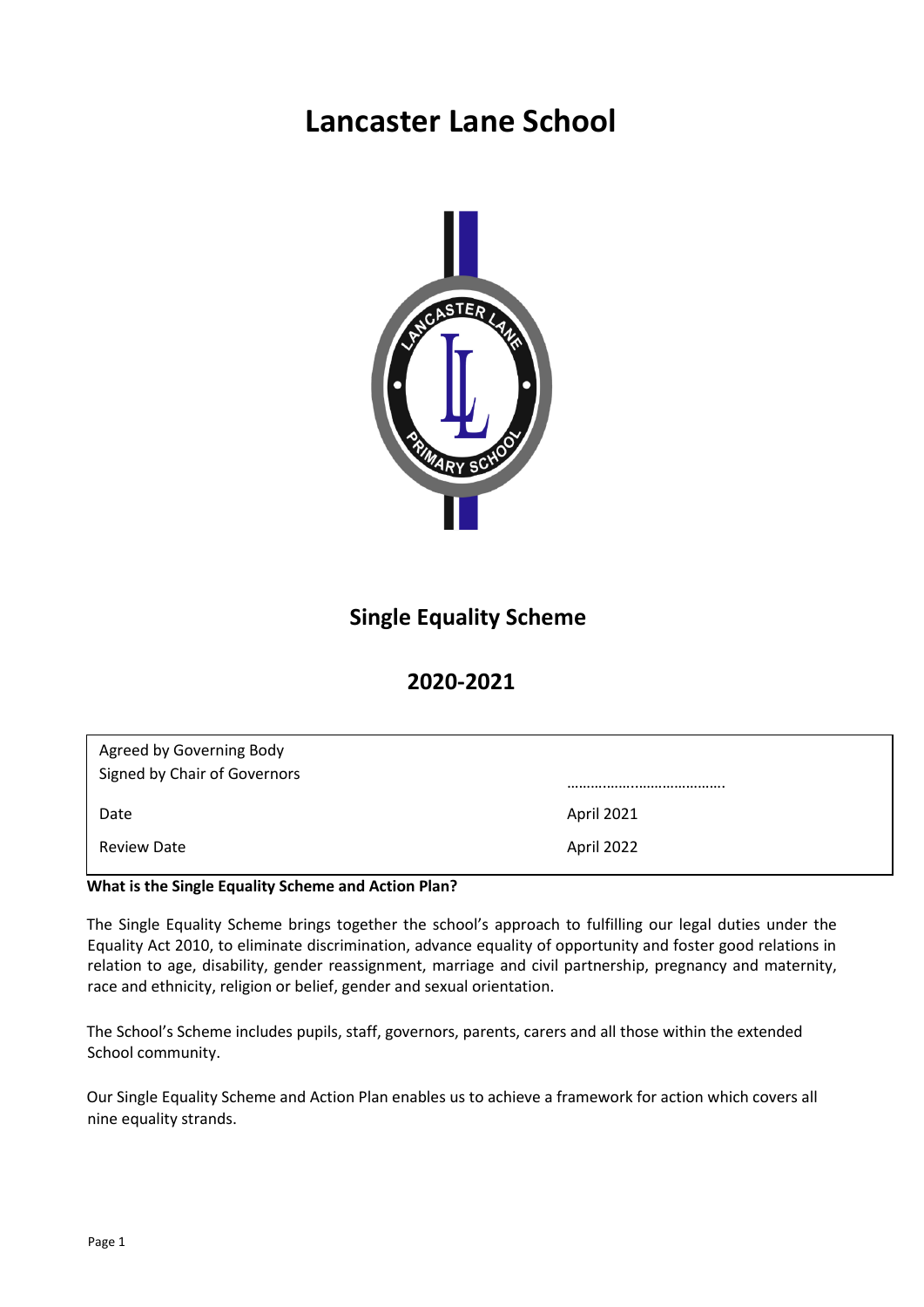# Lancaster Lane School

## Single Equality Scheme

## 2020-2021

| | |
|---|---|
| Agreed by Governing Body<br>Signed by Chair of Governors | ………..………..…………………. |
| Date | April 2021 |
| Review Date | April 2022 |

**What is the Single Equality Scheme and Action Plan?**

The Single Equality Scheme brings together the school's approach to fulfilling our legal duties under the Equality Act 2010, to eliminate discrimination, advance equality of opportunity and foster good relations in relation to age, disability, gender reassignment, marriage and civil partnership, pregnancy and maternity, race and ethnicity, religion or belief, gender and sexual orientation.

The School's Scheme includes pupils, staff, governors, parents, carers and all those within the extended School community.

Our Single Equality Scheme and Action Plan enables us to achieve a framework for action which covers all nine equality strands.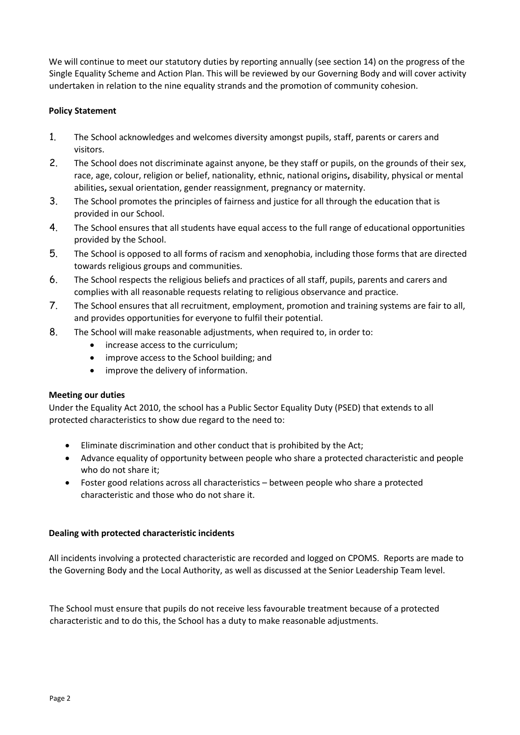We will continue to meet our statutory duties by reporting annually (see section 14) on the progress of the Single Equality Scheme and Action Plan. This will be reviewed by our Governing Body and will cover activity undertaken in relation to the nine equality strands and the promotion of community cohesion.

**Policy Statement**

1. The School acknowledges and welcomes diversity amongst pupils, staff, parents or carers and visitors.
2. The School does not discriminate against anyone, be they staff or pupils, on the grounds of their sex, race, age, colour, religion or belief, nationality, ethnic, national origins**,** disability, physical or mental abilities**,** sexual orientation, gender reassignment, pregnancy or maternity.
3. The School promotes the principles of fairness and justice for all through the education that is provided in our School.
4. The School ensures that all students have equal access to the full range of educational opportunities provided by the School.
5. The School is opposed to all forms of racism and xenophobia, including those forms that are directed towards religious groups and communities.
6. The School respects the religious beliefs and practices of all staff, pupils, parents and carers and complies with all reasonable requests relating to religious observance and practice.
7. The School ensures that all recruitment, employment, promotion and training systems are fair to all, and provides opportunities for everyone to fulfil their potential.
8. The School will make reasonable adjustments, when required to, in order to:
    - increase access to the curriculum;
    - improve access to the School building; and
    - improve the delivery of information.

**Meeting our duties**

Under the Equality Act 2010, the school has a Public Sector Equality Duty (PSED) that extends to all protected characteristics to show due regard to the need to:

- Eliminate discrimination and other conduct that is prohibited by the Act;
- Advance equality of opportunity between people who share a protected characteristic and people who do not share it;
- Foster good relations across all characteristics – between people who share a protected characteristic and those who do not share it.

**Dealing with protected characteristic incidents**

All incidents involving a protected characteristic are recorded and logged on CPOMS. Reports are made to the Governing Body and the Local Authority, as well as discussed at the Senior Leadership Team level.

The School must ensure that pupils do not receive less favourable treatment because of a protected characteristic and to do this, the School has a duty to make reasonable adjustments.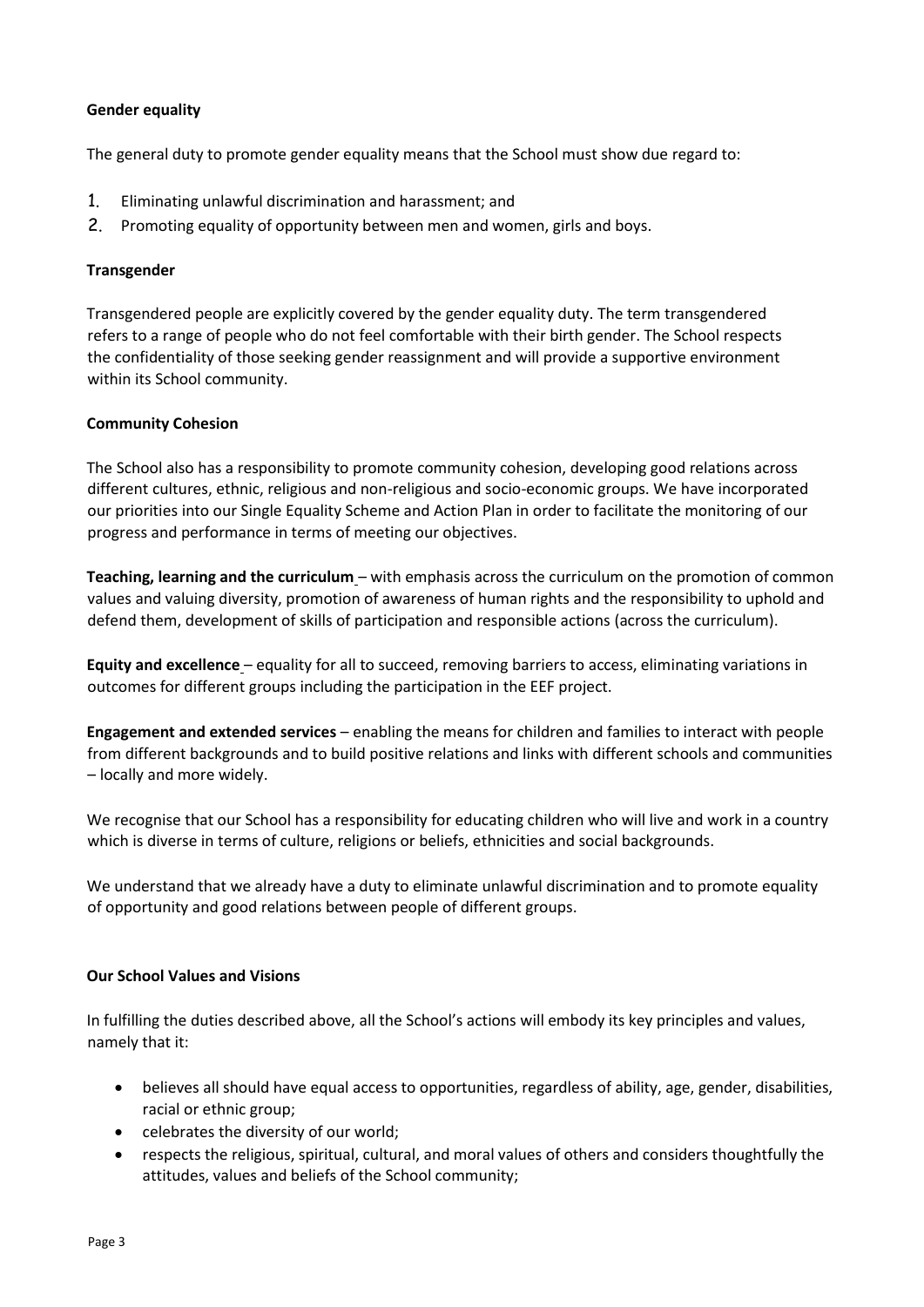**Gender equality**

The general duty to promote gender equality means that the School must show due regard to:

1. Eliminating unlawful discrimination and harassment; and
2. Promoting equality of opportunity between men and women, girls and boys.

**Transgender**

Transgendered people are explicitly covered by the gender equality duty. The term transgendered refers to a range of people who do not feel comfortable with their birth gender. The School respects the confidentiality of those seeking gender reassignment and will provide a supportive environment within its School community.

**Community Cohesion**

The School also has a responsibility to promote community cohesion, developing good relations across different cultures, ethnic, religious and non-religious and socio-economic groups. We have incorporated our priorities into our Single Equality Scheme and Action Plan in order to facilitate the monitoring of our progress and performance in terms of meeting our objectives.

**Teaching, learning and the curriculum** – with emphasis across the curriculum on the promotion of common values and valuing diversity, promotion of awareness of human rights and the responsibility to uphold and defend them, development of skills of participation and responsible actions (across the curriculum).

**Equity and excellence** – equality for all to succeed, removing barriers to access, eliminating variations in outcomes for different groups including the participation in the EEF project.

**Engagement and extended services** – enabling the means for children and families to interact with people from different backgrounds and to build positive relations and links with different schools and communities – locally and more widely.

We recognise that our School has a responsibility for educating children who will live and work in a country which is diverse in terms of culture, religions or beliefs, ethnicities and social backgrounds.

We understand that we already have a duty to eliminate unlawful discrimination and to promote equality of opportunity and good relations between people of different groups.

**Our School Values and Visions**

In fulfilling the duties described above, all the School's actions will embody its key principles and values, namely that it:

- believes all should have equal access to opportunities, regardless of ability, age, gender, disabilities, racial or ethnic group;
- celebrates the diversity of our world;
- respects the religious, spiritual, cultural, and moral values of others and considers thoughtfully the attitudes, values and beliefs of the School community;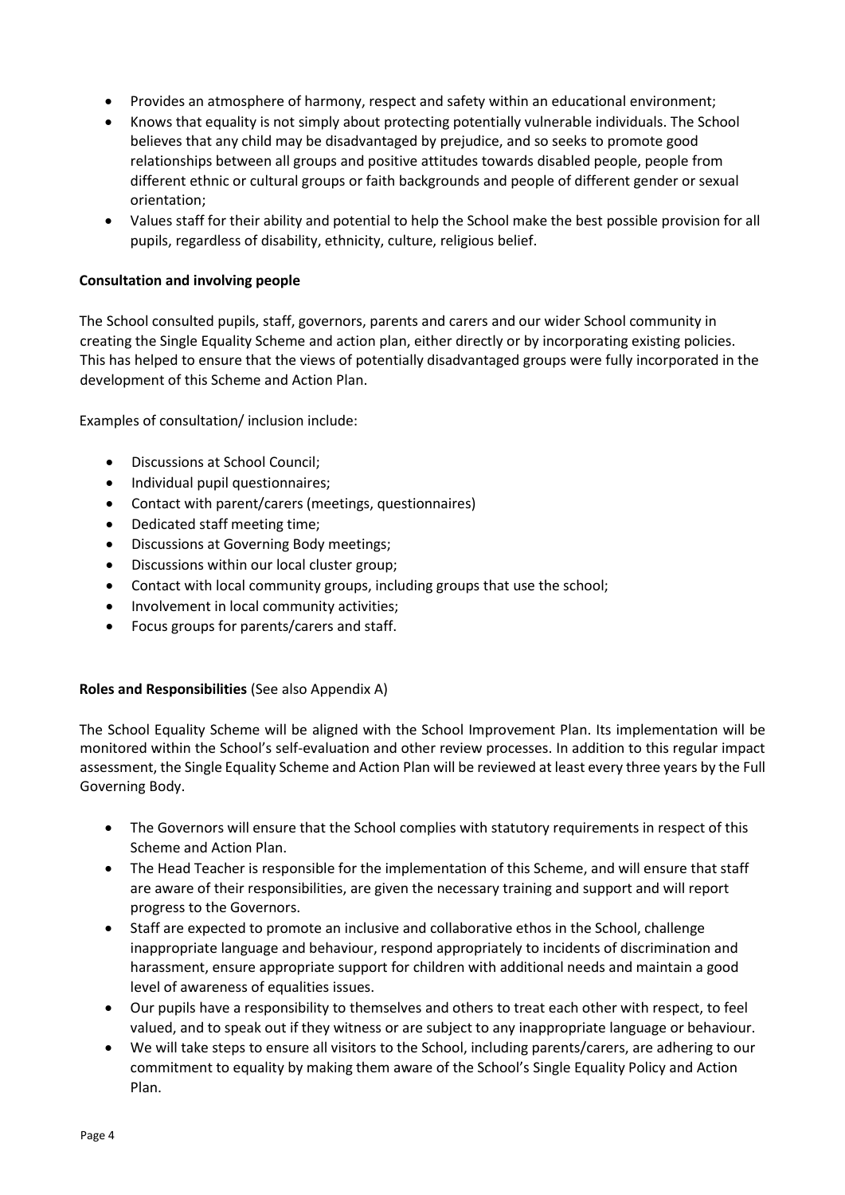- Provides an atmosphere of harmony, respect and safety within an educational environment;
- Knows that equality is not simply about protecting potentially vulnerable individuals. The School believes that any child may be disadvantaged by prejudice, and so seeks to promote good relationships between all groups and positive attitudes towards disabled people, people from different ethnic or cultural groups or faith backgrounds and people of different gender or sexual orientation;
- Values staff for their ability and potential to help the School make the best possible provision for all pupils, regardless of disability, ethnicity, culture, religious belief.

**Consultation and involving people**

The School consulted pupils, staff, governors, parents and carers and our wider School community in creating the Single Equality Scheme and action plan, either directly or by incorporating existing policies. This has helped to ensure that the views of potentially disadvantaged groups were fully incorporated in the development of this Scheme and Action Plan.

Examples of consultation/ inclusion include:

- Discussions at School Council;
- Individual pupil questionnaires;
- Contact with parent/carers (meetings, questionnaires)
- Dedicated staff meeting time;
- Discussions at Governing Body meetings;
- Discussions within our local cluster group;
- Contact with local community groups, including groups that use the school;
- Involvement in local community activities;
- Focus groups for parents/carers and staff.

**Roles and Responsibilities** (See also Appendix A)

The School Equality Scheme will be aligned with the School Improvement Plan. Its implementation will be monitored within the School's self-evaluation and other review processes. In addition to this regular impact assessment, the Single Equality Scheme and Action Plan will be reviewed at least every three years by the Full Governing Body.

- The Governors will ensure that the School complies with statutory requirements in respect of this Scheme and Action Plan.
- The Head Teacher is responsible for the implementation of this Scheme, and will ensure that staff are aware of their responsibilities, are given the necessary training and support and will report progress to the Governors.
- Staff are expected to promote an inclusive and collaborative ethos in the School, challenge inappropriate language and behaviour, respond appropriately to incidents of discrimination and harassment, ensure appropriate support for children with additional needs and maintain a good level of awareness of equalities issues.
- Our pupils have a responsibility to themselves and others to treat each other with respect, to feel valued, and to speak out if they witness or are subject to any inappropriate language or behaviour.
- We will take steps to ensure all visitors to the School, including parents/carers, are adhering to our commitment to equality by making them aware of the School's Single Equality Policy and Action Plan.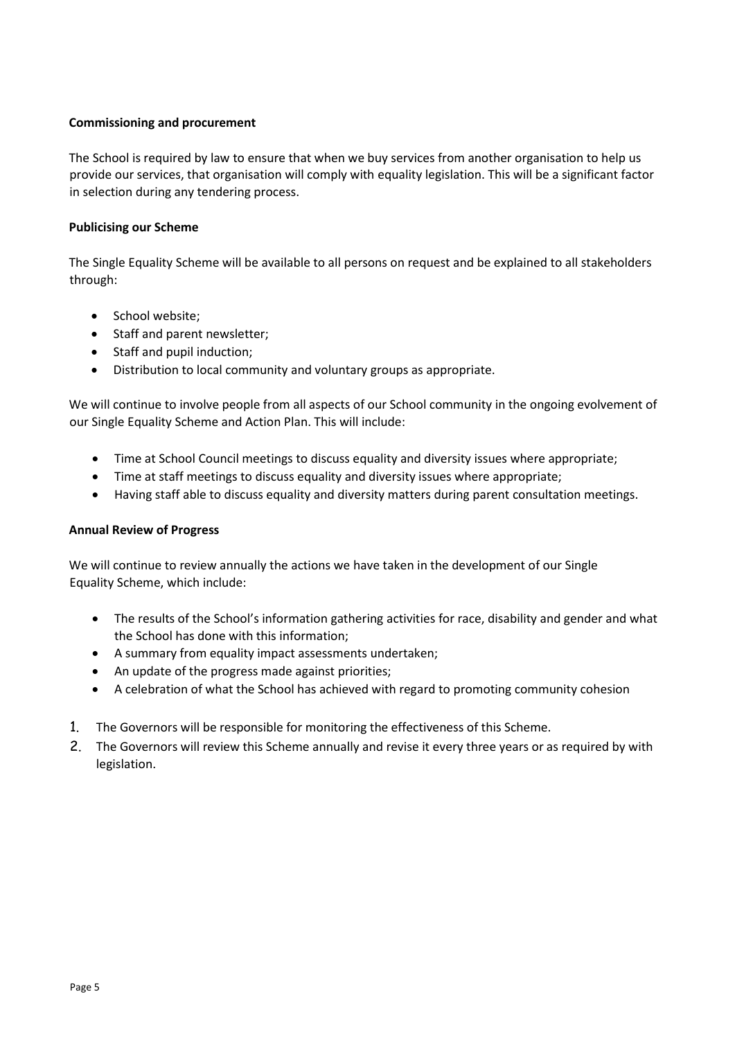**Commissioning and procurement**

The School is required by law to ensure that when we buy services from another organisation to help us provide our services, that organisation will comply with equality legislation. This will be a significant factor in selection during any tendering process.

**Publicising our Scheme**

The Single Equality Scheme will be available to all persons on request and be explained to all stakeholders through:

- School website;
- Staff and parent newsletter;
- Staff and pupil induction;
- Distribution to local community and voluntary groups as appropriate.

We will continue to involve people from all aspects of our School community in the ongoing evolvement of our Single Equality Scheme and Action Plan. This will include:

- Time at School Council meetings to discuss equality and diversity issues where appropriate;
- Time at staff meetings to discuss equality and diversity issues where appropriate;
- Having staff able to discuss equality and diversity matters during parent consultation meetings.

**Annual Review of Progress**

We will continue to review annually the actions we have taken in the development of our Single Equality Scheme, which include:

- The results of the School's information gathering activities for race, disability and gender and what the School has done with this information;
- A summary from equality impact assessments undertaken;
- An update of the progress made against priorities;
- A celebration of what the School has achieved with regard to promoting community cohesion

1. The Governors will be responsible for monitoring the effectiveness of this Scheme.
2. The Governors will review this Scheme annually and revise it every three years or as required by with legislation.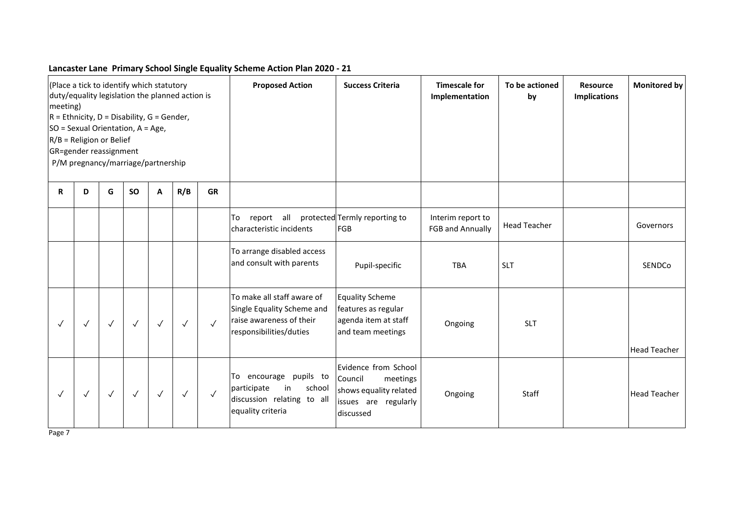**Lancaster Lane Primary School Single Equality Scheme Action Plan 2020 - 21**

| (Place a tick to identify which statutory duty/equality legislation the planned action is meeting) R = Ethnicity, D = Disability, G = Gender, SO = Sexual Orientation, A = Age, R/B = Religion or Belief GR=gender reassignment P/M pregnancy/marriage/partnership | | | | | | | Proposed Action | Success Criteria | Timescale for Implementation | To be actioned by | Resource Implications | Monitored by |
|---|---|---|---|---|---|---|---|---|---|---|---|---|
| R | D | G | SO | A | R/B | GR | | | | | | |
| | | | | | | | To report all protected characteristic incidents | Termly reporting to FGB | Interim report to FGB and Annually | Head Teacher | | Governors |
| | | | | | | | To arrange disabled access and consult with parents | Pupil-specific | TBA | SLT | | SENDCo |
| ✓ | ✓ | ✓ | ✓ | ✓ | ✓ | ✓ | To make all staff aware of Single Equality Scheme and raise awareness of their responsibilities/duties | Equality Scheme features as regular agenda item at staff and team meetings | Ongoing | SLT | | Head Teacher |
| ✓ | ✓ | ✓ | ✓ | ✓ | ✓ | ✓ | To encourage pupils to participate in school discussion relating to all equality criteria | Evidence from School Council meetings shows equality related issues are regularly discussed | Ongoing | Staff | | Head Teacher |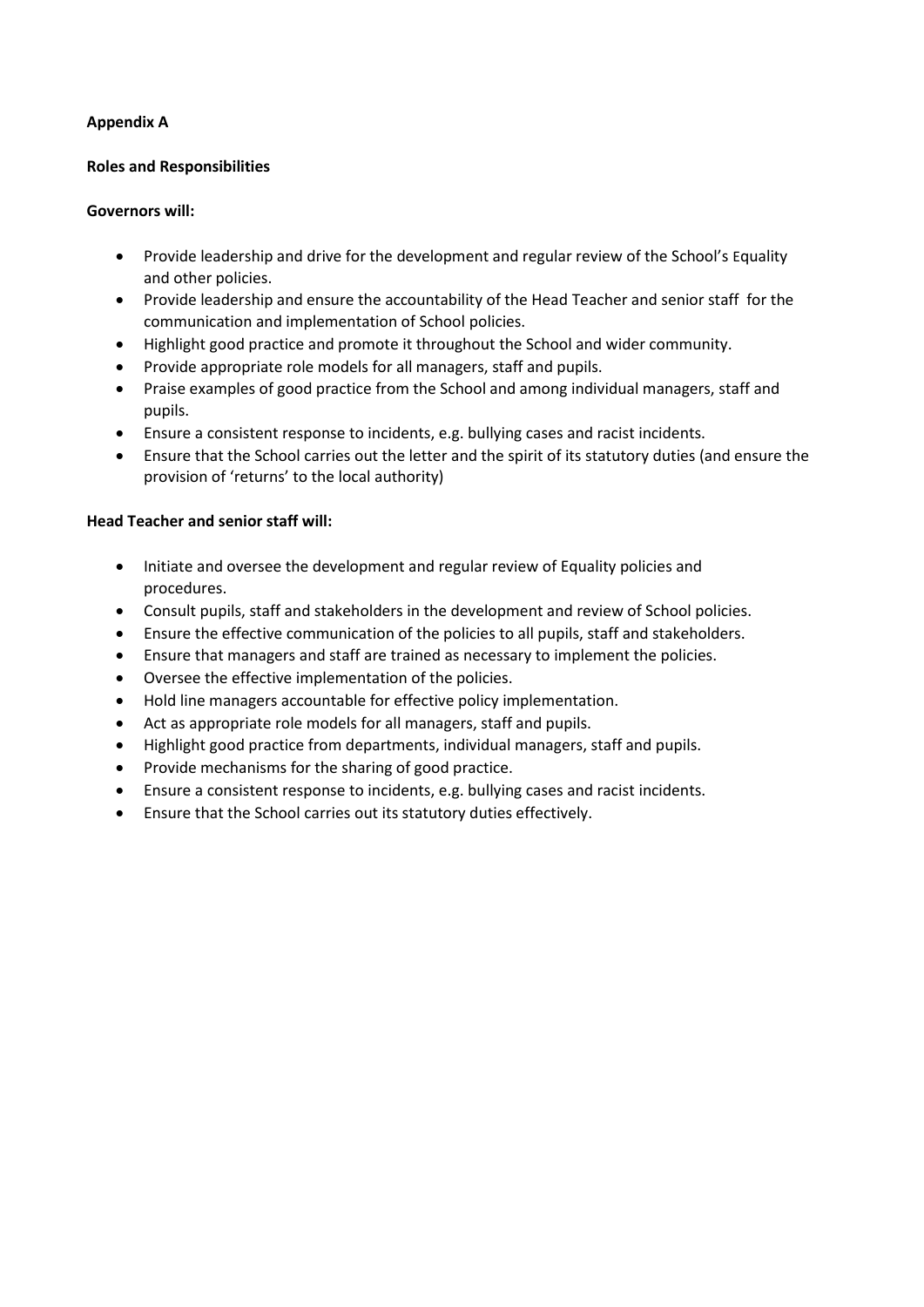**Appendix A**

**Roles and Responsibilities**

**Governors will:**

- Provide leadership and drive for the development and regular review of the School's Equality and other policies.
- Provide leadership and ensure the accountability of the Head Teacher and senior staff for the communication and implementation of School policies.
- Highlight good practice and promote it throughout the School and wider community.
- Provide appropriate role models for all managers, staff and pupils.
- Praise examples of good practice from the School and among individual managers, staff and pupils.
- Ensure a consistent response to incidents, e.g. bullying cases and racist incidents.
- Ensure that the School carries out the letter and the spirit of its statutory duties (and ensure the provision of 'returns' to the local authority)

**Head Teacher and senior staff will:**

- Initiate and oversee the development and regular review of Equality policies and procedures.
- Consult pupils, staff and stakeholders in the development and review of School policies.
- Ensure the effective communication of the policies to all pupils, staff and stakeholders.
- Ensure that managers and staff are trained as necessary to implement the policies.
- Oversee the effective implementation of the policies.
- Hold line managers accountable for effective policy implementation.
- Act as appropriate role models for all managers, staff and pupils.
- Highlight good practice from departments, individual managers, staff and pupils.
- Provide mechanisms for the sharing of good practice.
- Ensure a consistent response to incidents, e.g. bullying cases and racist incidents.
- Ensure that the School carries out its statutory duties effectively.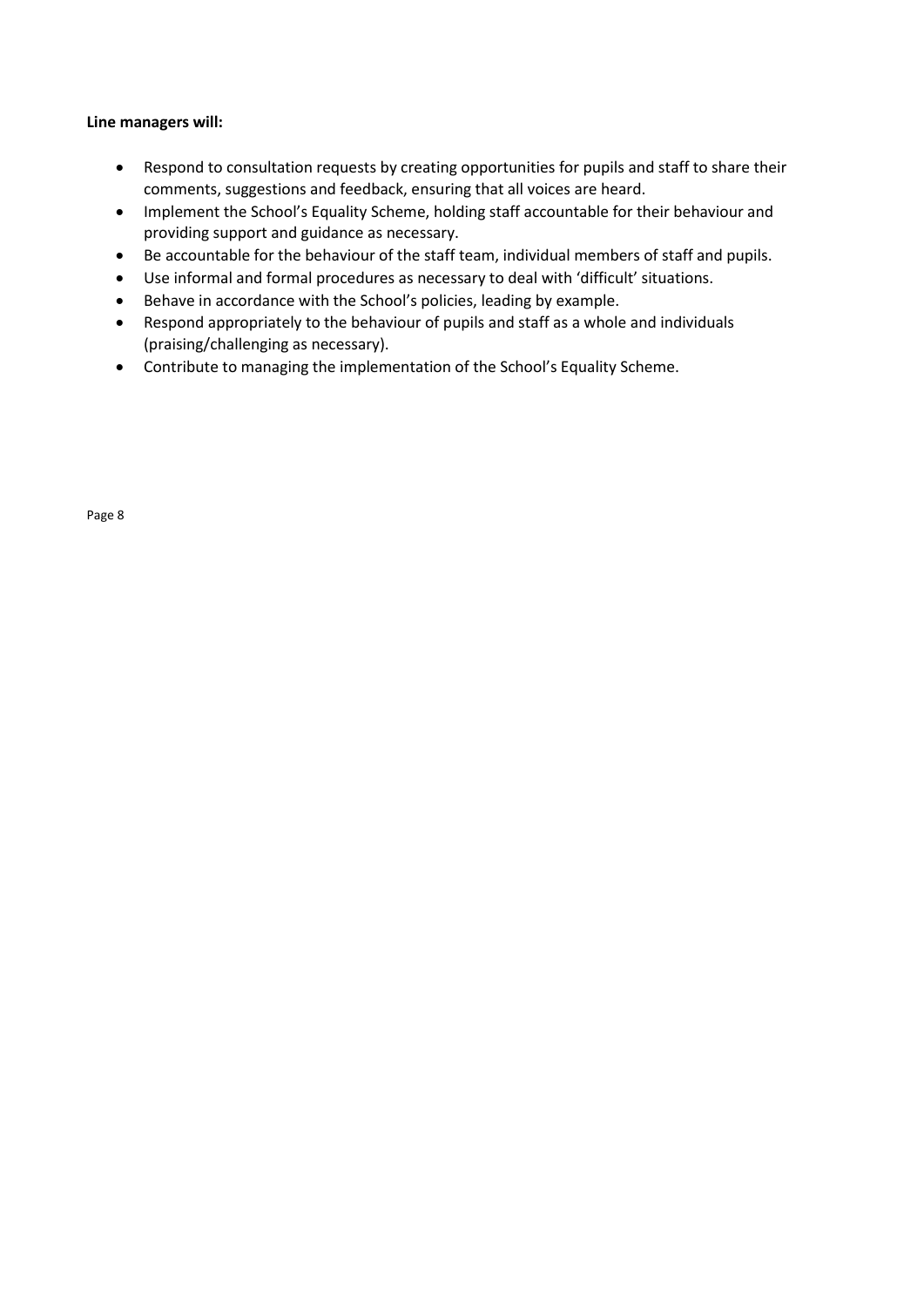**Line managers will:**

- Respond to consultation requests by creating opportunities for pupils and staff to share their comments, suggestions and feedback, ensuring that all voices are heard.
- Implement the School's Equality Scheme, holding staff accountable for their behaviour and providing support and guidance as necessary.
- Be accountable for the behaviour of the staff team, individual members of staff and pupils.
- Use informal and formal procedures as necessary to deal with 'difficult' situations.
- Behave in accordance with the School's policies, leading by example.
- Respond appropriately to the behaviour of pupils and staff as a whole and individuals (praising/challenging as necessary).
- Contribute to managing the implementation of the School's Equality Scheme.